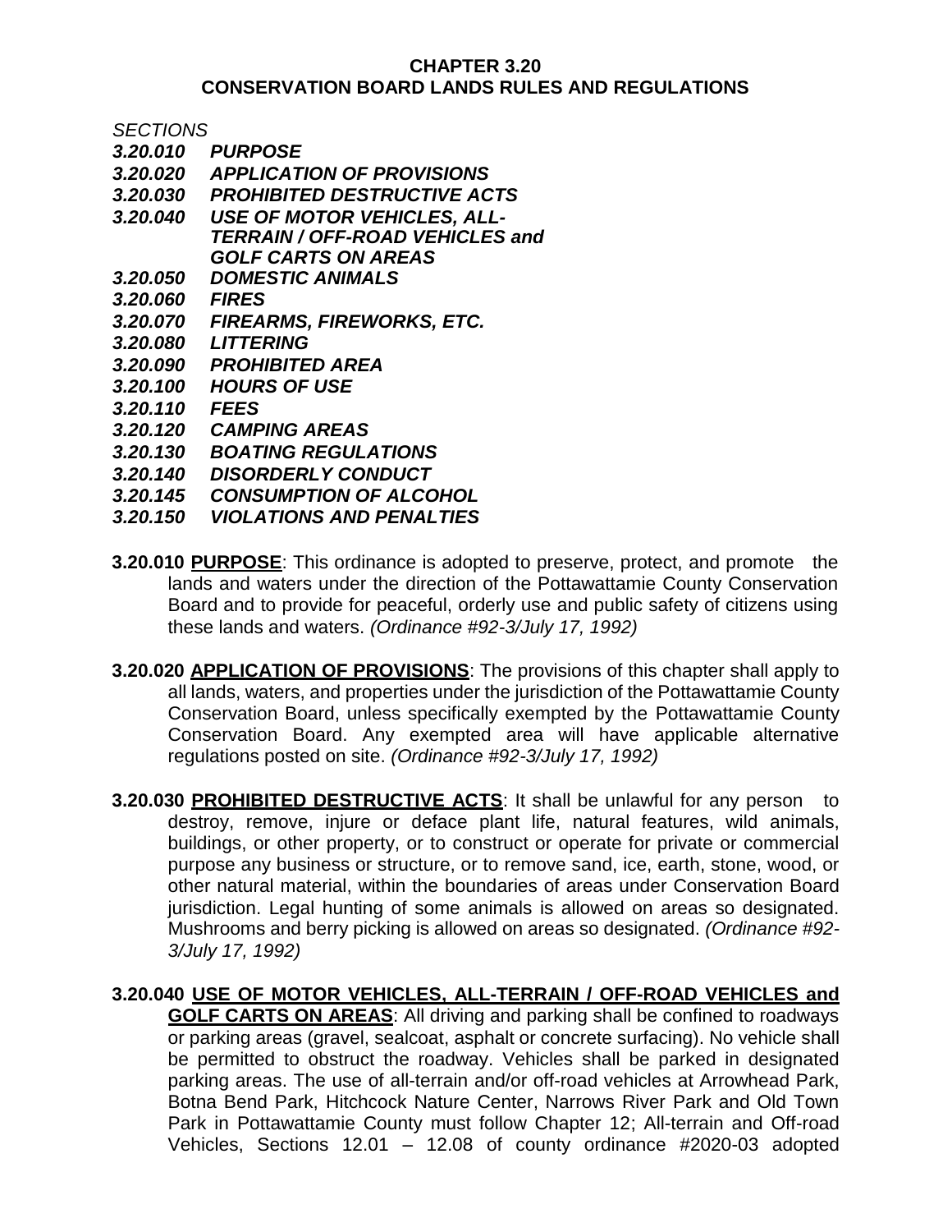# CHAPTER 3.20
# CONSERVATION BOARD LANDS RULES AND REGULATIONS

*SECTIONS*

***3.20.010 PURPOSE***
***3.20.020 APPLICATION OF PROVISIONS***
***3.20.030 PROHIBITED DESTRUCTIVE ACTS***
***3.20.040 USE OF MOTOR VEHICLES, ALL-TERRAIN / OFF-ROAD VEHICLES and GOLF CARTS ON AREAS***
***3.20.050 DOMESTIC ANIMALS***
***3.20.060 FIRES***
***3.20.070 FIREARMS, FIREWORKS, ETC.***
***3.20.080 LITTERING***
***3.20.090 PROHIBITED AREA***
***3.20.100 HOURS OF USE***
***3.20.110 FEES***
***3.20.120 CAMPING AREAS***
***3.20.130 BOATING REGULATIONS***
***3.20.140 DISORDERLY CONDUCT***
***3.20.145 CONSUMPTION OF ALCOHOL***
***3.20.150 VIOLATIONS AND PENALTIES***

**3.20.010 <u>PURPOSE</u>**: This ordinance is adopted to preserve, protect, and promote the lands and waters under the direction of the Pottawattamie County Conservation Board and to provide for peaceful, orderly use and public safety of citizens using these lands and waters. *(Ordinance #92-3/July 17, 1992)*

**3.20.020 <u>APPLICATION OF PROVISIONS</u>**: The provisions of this chapter shall apply to all lands, waters, and properties under the jurisdiction of the Pottawattamie County Conservation Board, unless specifically exempted by the Pottawattamie County Conservation Board. Any exempted area will have applicable alternative regulations posted on site. *(Ordinance #92-3/July 17, 1992)*

**3.20.030 <u>PROHIBITED DESTRUCTIVE ACTS</u>**: It shall be unlawful for any person to destroy, remove, injure or deface plant life, natural features, wild animals, buildings, or other property, or to construct or operate for private or commercial purpose any business or structure, or to remove sand, ice, earth, stone, wood, or other natural material, within the boundaries of areas under Conservation Board jurisdiction. Legal hunting of some animals is allowed on areas so designated. Mushrooms and berry picking is allowed on areas so designated. *(Ordinance #92-3/July 17, 1992)*

**3.20.040 <u>USE OF MOTOR VEHICLES, ALL-TERRAIN / OFF-ROAD VEHICLES and GOLF CARTS ON AREAS</u>**: All driving and parking shall be confined to roadways or parking areas (gravel, sealcoat, asphalt or concrete surfacing). No vehicle shall be permitted to obstruct the roadway. Vehicles shall be parked in designated parking areas. The use of all-terrain and/or off-road vehicles at Arrowhead Park, Botna Bend Park, Hitchcock Nature Center, Narrows River Park and Old Town Park in Pottawattamie County must follow Chapter 12; All-terrain and Off-road Vehicles, Sections 12.01 – 12.08 of county ordinance #2020-03 adopted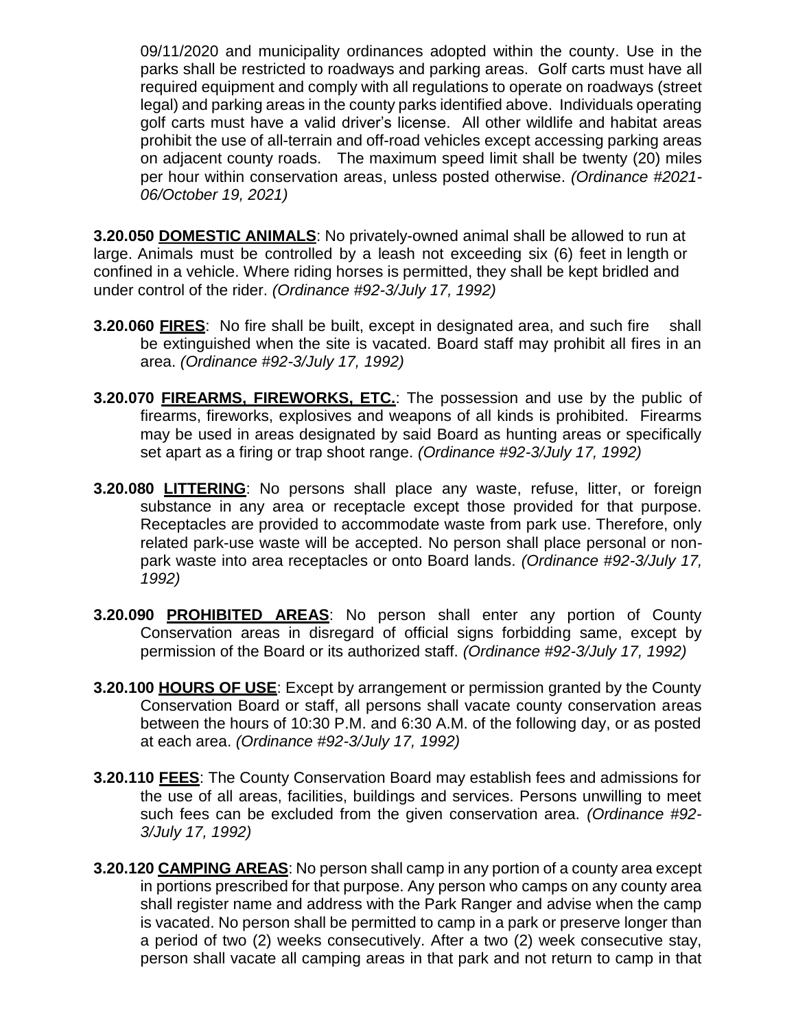09/11/2020 and municipality ordinances adopted within the county. Use in the parks shall be restricted to roadways and parking areas. Golf carts must have all required equipment and comply with all regulations to operate on roadways (street legal) and parking areas in the county parks identified above. Individuals operating golf carts must have a valid driver's license. All other wildlife and habitat areas prohibit the use of all-terrain and off-road vehicles except accessing parking areas on adjacent county roads. The maximum speed limit shall be twenty (20) miles per hour within conservation areas, unless posted otherwise. *(Ordinance #2021-06/October 19, 2021)*

**3.20.050 DOMESTIC ANIMALS**: No privately-owned animal shall be allowed to run at large. Animals must be controlled by a leash not exceeding six (6) feet in length or confined in a vehicle. Where riding horses is permitted, they shall be kept bridled and under control of the rider. *(Ordinance #92-3/July 17, 1992)*

**3.20.060 FIRES**: No fire shall be built, except in designated area, and such fire shall be extinguished when the site is vacated. Board staff may prohibit all fires in an area. *(Ordinance #92-3/July 17, 1992)*

**3.20.070 FIREARMS, FIREWORKS, ETC.**: The possession and use by the public of firearms, fireworks, explosives and weapons of all kinds is prohibited. Firearms may be used in areas designated by said Board as hunting areas or specifically set apart as a firing or trap shoot range. *(Ordinance #92-3/July 17, 1992)*

**3.20.080 LITTERING**: No persons shall place any waste, refuse, litter, or foreign substance in any area or receptacle except those provided for that purpose. Receptacles are provided to accommodate waste from park use. Therefore, only related park-use waste will be accepted. No person shall place personal or non-park waste into area receptacles or onto Board lands. *(Ordinance #92-3/July 17, 1992)*

**3.20.090 PROHIBITED AREAS**: No person shall enter any portion of County Conservation areas in disregard of official signs forbidding same, except by permission of the Board or its authorized staff. *(Ordinance #92-3/July 17, 1992)*

**3.20.100 HOURS OF USE**: Except by arrangement or permission granted by the County Conservation Board or staff, all persons shall vacate county conservation areas between the hours of 10:30 P.M. and 6:30 A.M. of the following day, or as posted at each area. *(Ordinance #92-3/July 17, 1992)*

**3.20.110 FEES**: The County Conservation Board may establish fees and admissions for the use of all areas, facilities, buildings and services. Persons unwilling to meet such fees can be excluded from the given conservation area. *(Ordinance #92-3/July 17, 1992)*

**3.20.120 CAMPING AREAS**: No person shall camp in any portion of a county area except in portions prescribed for that purpose. Any person who camps on any county area shall register name and address with the Park Ranger and advise when the camp is vacated. No person shall be permitted to camp in a park or preserve longer than a period of two (2) weeks consecutively. After a two (2) week consecutive stay, person shall vacate all camping areas in that park and not return to camp in that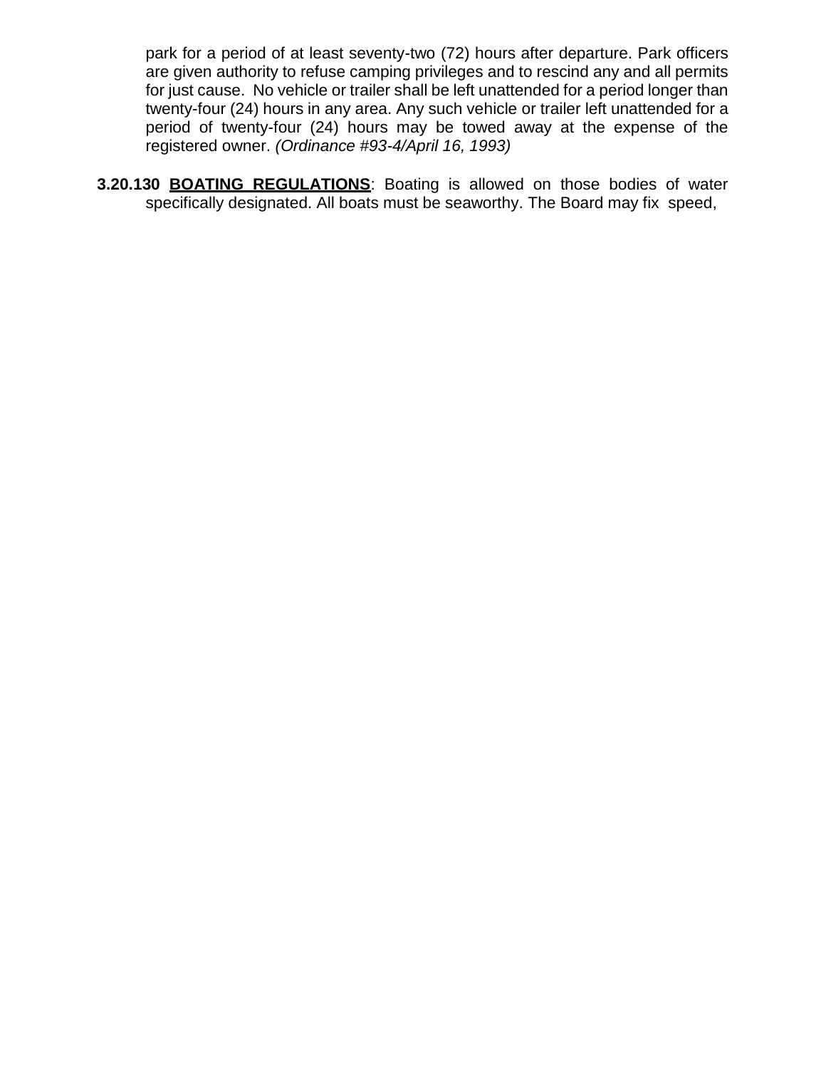park for a period of at least seventy-two (72) hours after departure. Park officers are given authority to refuse camping privileges and to rescind any and all permits for just cause. No vehicle or trailer shall be left unattended for a period longer than twenty-four (24) hours in any area. Any such vehicle or trailer left unattended for a period of twenty-four (24) hours may be towed away at the expense of the registered owner. *(Ordinance #93-4/April 16, 1993)*

**3.20.130** **<u>BOATING REGULATIONS</u>**: Boating is allowed on those bodies of water specifically designated. All boats must be seaworthy. The Board may fix speed,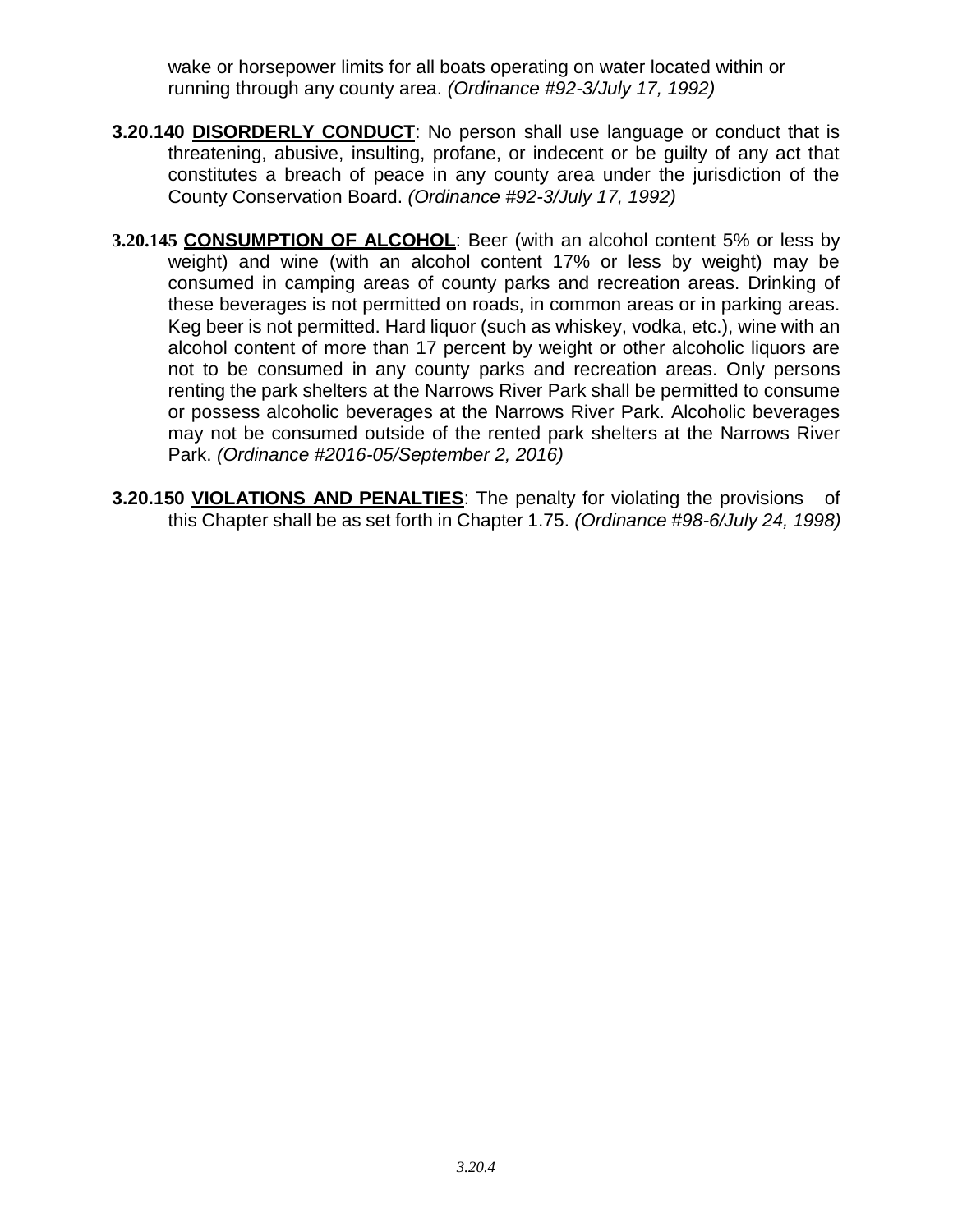wake or horsepower limits for all boats operating on water located within or running through any county area. *(Ordinance #92-3/July 17, 1992)*

**3.20.140 DISORDERLY CONDUCT**: No person shall use language or conduct that is threatening, abusive, insulting, profane, or indecent or be guilty of any act that constitutes a breach of peace in any county area under the jurisdiction of the County Conservation Board. *(Ordinance #92-3/July 17, 1992)*

**3.20.145 CONSUMPTION OF ALCOHOL**: Beer (with an alcohol content 5% or less by weight) and wine (with an alcohol content 17% or less by weight) may be consumed in camping areas of county parks and recreation areas. Drinking of these beverages is not permitted on roads, in common areas or in parking areas. Keg beer is not permitted. Hard liquor (such as whiskey, vodka, etc.), wine with an alcohol content of more than 17 percent by weight or other alcoholic liquors are not to be consumed in any county parks and recreation areas. Only persons renting the park shelters at the Narrows River Park shall be permitted to consume or possess alcoholic beverages at the Narrows River Park. Alcoholic beverages may not be consumed outside of the rented park shelters at the Narrows River Park. *(Ordinance #2016-05/September 2, 2016)*

**3.20.150 VIOLATIONS AND PENALTIES**: The penalty for violating the provisions of this Chapter shall be as set forth in Chapter 1.75. *(Ordinance #98-6/July 24, 1998)*